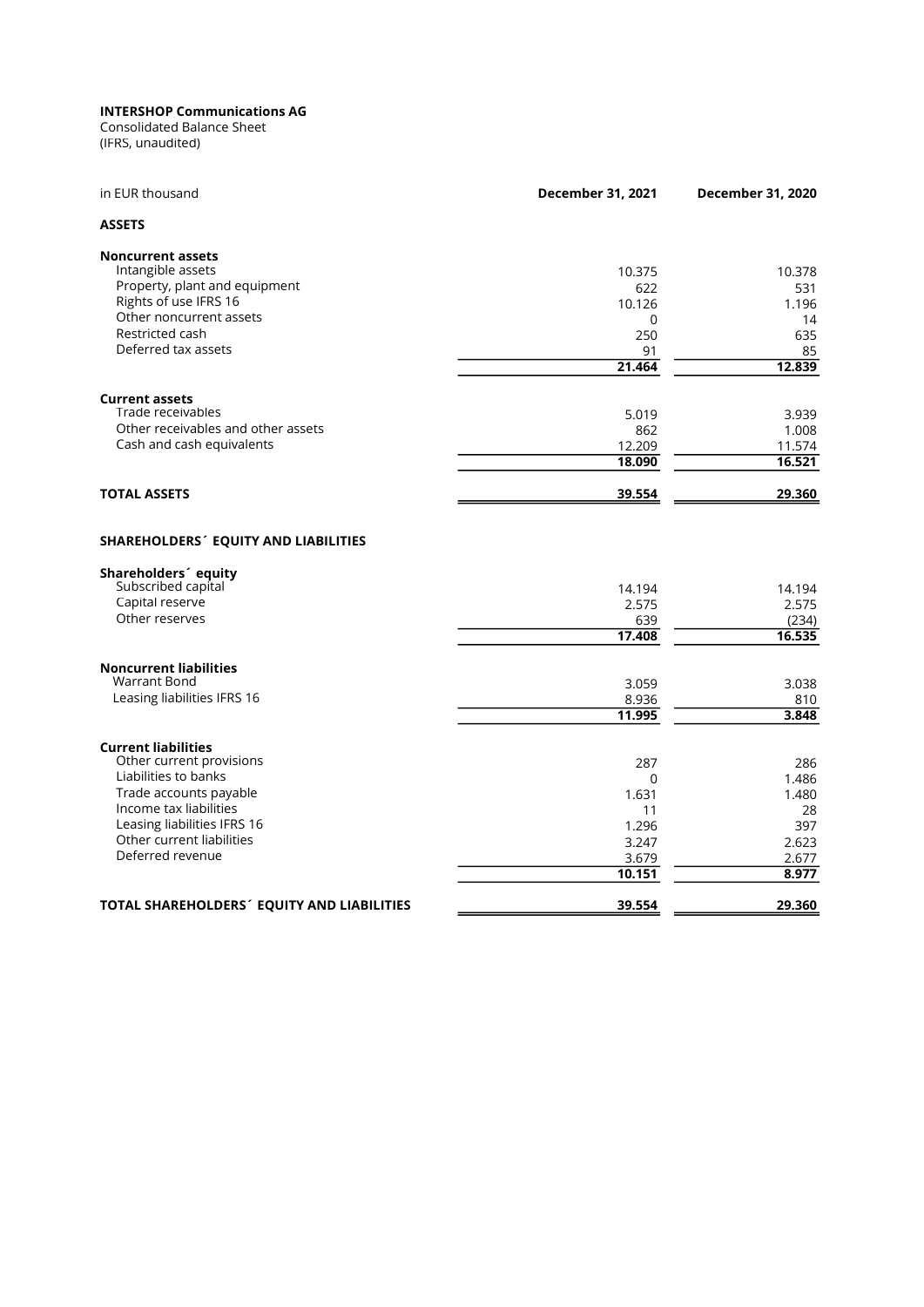**INTERSHOP Communications AG**
Consolidated Balance Sheet
(IFRS, unaudited)

| in EUR thousand | December 31, 2021 | December 31, 2020 |
|---|---|---|
| **ASSETS** | | |
| **Noncurrent assets** | | |
| Intangible assets | 10.375 | 10.378 |
| Property, plant and equipment | 622 | 531 |
| Rights of use IFRS 16 | 10.126 | 1.196 |
| Other noncurrent assets | 0 | 14 |
| Restricted cash | 250 | 635 |
| Deferred tax assets | 91 | 85 |
| | **21.464** | **12.839** |
| **Current assets** | | |
| Trade receivables | 5.019 | 3.939 |
| Other receivables and other assets | 862 | 1.008 |
| Cash and cash equivalents | 12.209 | 11.574 |
| | **18.090** | **16.521** |
| **TOTAL ASSETS** | **39.554** | **29.360** |
| **SHAREHOLDERS´ EQUITY AND LIABILITIES** | | |
| **Shareholders´ equity** | | |
| Subscribed capital | 14.194 | 14.194 |
| Capital reserve | 2.575 | 2.575 |
| Other reserves | 639 | (234) |
| | **17.408** | **16.535** |
| **Noncurrent liabilities** | | |
| Warrant Bond | 3.059 | 3.038 |
| Leasing liabilities IFRS 16 | 8.936 | 810 |
| | **11.995** | **3.848** |
| **Current liabilities** | | |
| Other current provisions | 287 | 286 |
| Liabilities to banks | 0 | 1.486 |
| Trade accounts payable | 1.631 | 1.480 |
| Income tax liabilities | 11 | 28 |
| Leasing liabilities IFRS 16 | 1.296 | 397 |
| Other current liabilities | 3.247 | 2.623 |
| Deferred revenue | 3.679 | 2.677 |
| | **10.151** | **8.977** |
| **TOTAL SHAREHOLDERS´ EQUITY AND LIABILITIES** | **39.554** | **29.360** |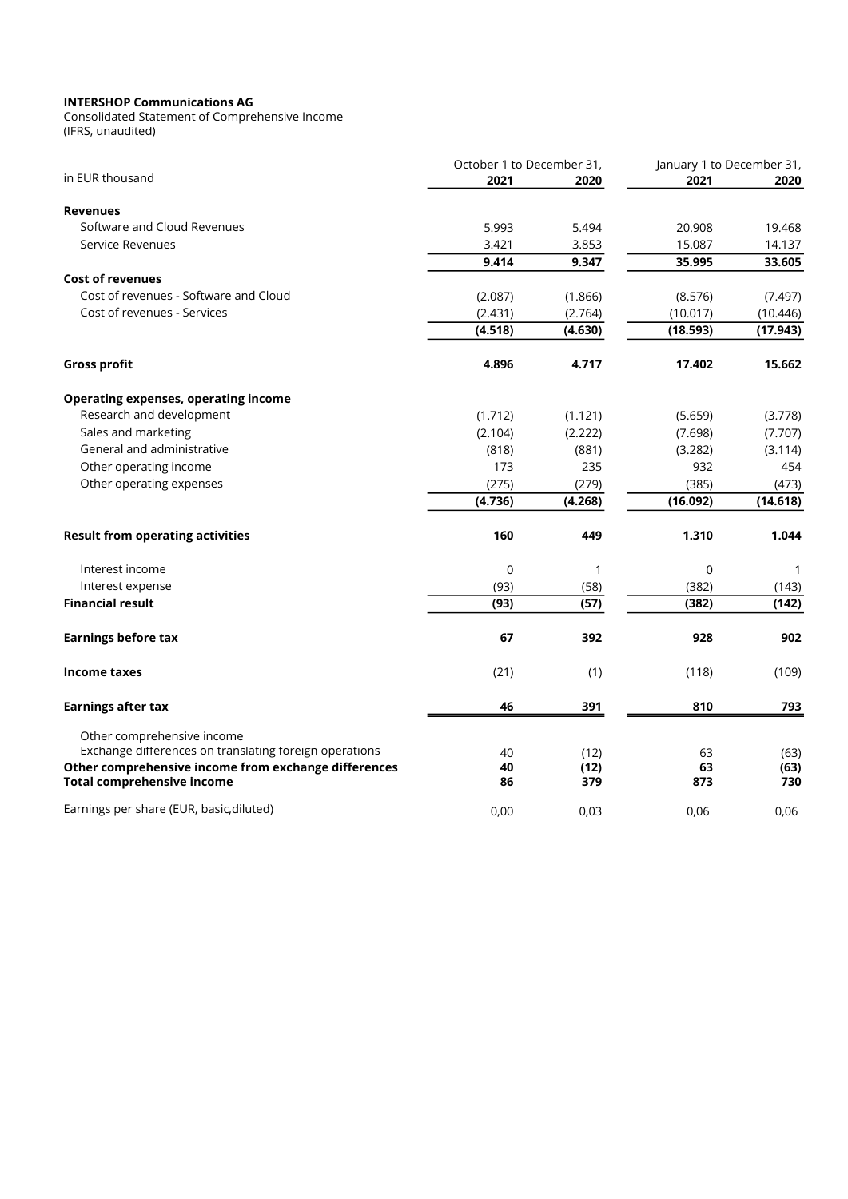**INTERSHOP Communications AG**
Consolidated Statement of Comprehensive Income
(IFRS, unaudited)

| in EUR thousand | October 1 to December 31, 2021 | October 1 to December 31, 2020 | January 1 to December 31, 2021 | January 1 to December 31, 2020 |
|---|---|---|---|---|
| **Revenues** | | | | |
| Software and Cloud Revenues | 5.993 | 5.494 | 20.908 | 19.468 |
| Service Revenues | 3.421 | 3.853 | 15.087 | 14.137 |
| | **9.414** | **9.347** | **35.995** | **33.605** |
| **Cost of revenues** | | | | |
| Cost of revenues - Software and Cloud | (2.087) | (1.866) | (8.576) | (7.497) |
| Cost of revenues - Services | (2.431) | (2.764) | (10.017) | (10.446) |
| | **(4.518)** | **(4.630)** | **(18.593)** | **(17.943)** |
| **Gross profit** | **4.896** | **4.717** | **17.402** | **15.662** |
| **Operating expenses, operating income** | | | | |
| Research and development | (1.712) | (1.121) | (5.659) | (3.778) |
| Sales and marketing | (2.104) | (2.222) | (7.698) | (7.707) |
| General and administrative | (818) | (881) | (3.282) | (3.114) |
| Other operating income | 173 | 235 | 932 | 454 |
| Other operating expenses | (275) | (279) | (385) | (473) |
| | **(4.736)** | **(4.268)** | **(16.092)** | **(14.618)** |
| **Result from operating activities** | **160** | **449** | **1.310** | **1.044** |
| Interest income | 0 | 1 | 0 | 1 |
| Interest expense | (93) | (58) | (382) | (143) |
| **Financial result** | **(93)** | **(57)** | **(382)** | **(142)** |
| **Earnings before tax** | **67** | **392** | **928** | **902** |
| **Income taxes** | (21) | (1) | (118) | (109) |
| **Earnings after tax** | **46** | **391** | **810** | **793** |
| Other comprehensive income | | | | |
| Exchange differences on translating foreign operations | 40 | (12) | 63 | (63) |
| **Other comprehensive income from exchange differences** | **40** | **(12)** | **63** | **(63)** |
| **Total comprehensive income** | **86** | **379** | **873** | **730** |
| Earnings per share (EUR, basic,diluted) | 0,00 | 0,03 | 0,06 | 0,06 |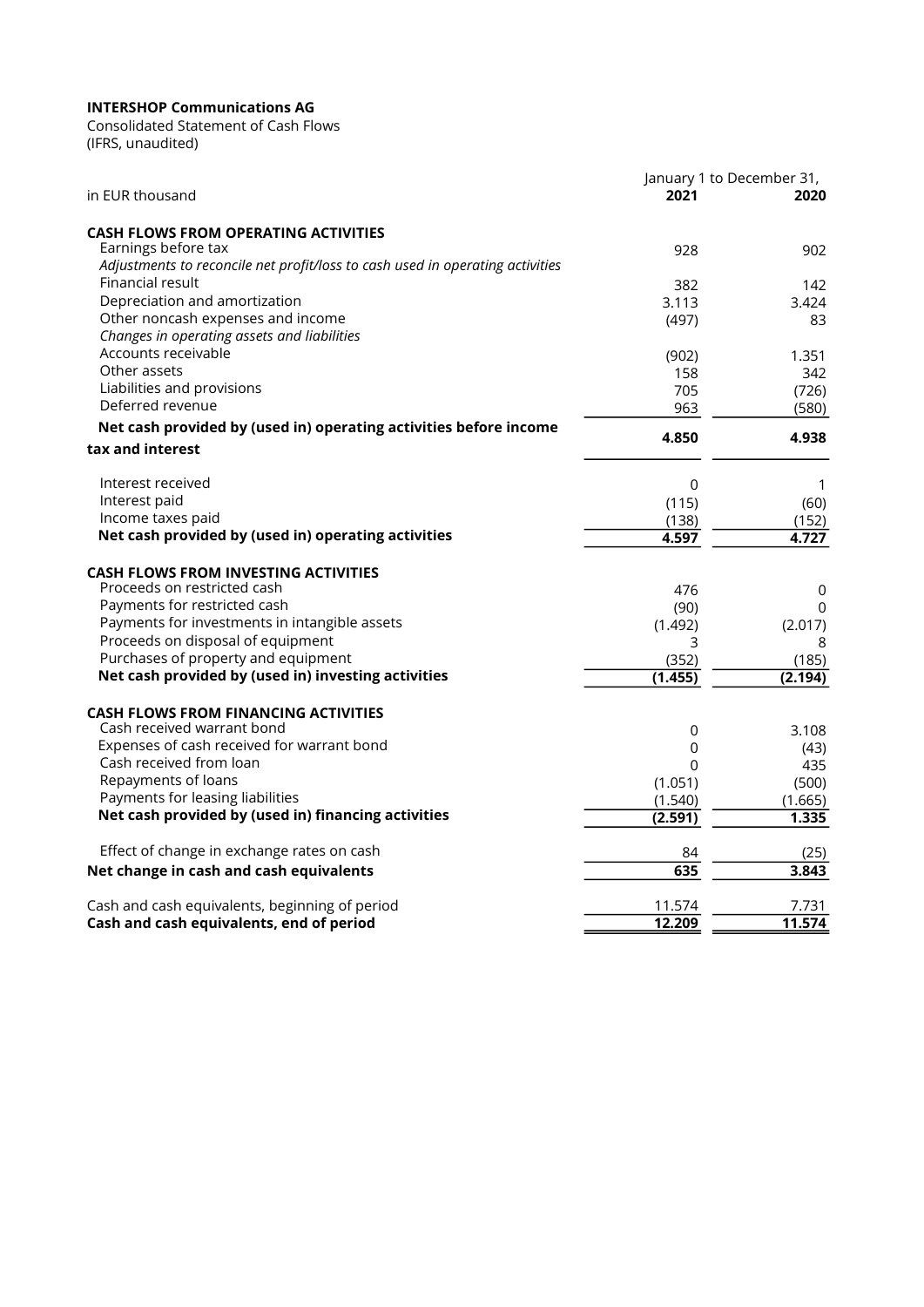**INTERSHOP Communications AG**
Consolidated Statement of Cash Flows
(IFRS, unaudited)

| in EUR thousand | January 1 to December 31, **2021** | **2020** |
|---|---|---|
| **CASH FLOWS FROM OPERATING ACTIVITIES** | | |
| Earnings before tax | 928 | 902 |
| *Adjustments to reconcile net profit/loss to cash used in operating activities* | | |
| Financial result | 382 | 142 |
| Depreciation and amortization | 3.113 | 3.424 |
| Other noncash expenses and income | (497) | 83 |
| *Changes in operating assets and liabilities* | | |
| Accounts receivable | (902) | 1.351 |
| Other assets | 158 | 342 |
| Liabilities and provisions | 705 | (726) |
| Deferred revenue | 963 | (580) |
| **Net cash provided by (used in) operating activities before income tax and interest** | **4.850** | **4.938** |
| Interest received | 0 | 1 |
| Interest paid | (115) | (60) |
| Income taxes paid | (138) | (152) |
| **Net cash provided by (used in) operating activities** | **4.597** | **4.727** |
| **CASH FLOWS FROM INVESTING ACTIVITIES** | | |
| Proceeds on restricted cash | 476 | 0 |
| Payments for restricted cash | (90) | 0 |
| Payments for investments in intangible assets | (1.492) | (2.017) |
| Proceeds on disposal of equipment | 3 | 8 |
| Purchases of property and equipment | (352) | (185) |
| **Net cash provided by (used in) investing activities** | **(1.455)** | **(2.194)** |
| **CASH FLOWS FROM FINANCING ACTIVITIES** | | |
| Cash received warrant bond | 0 | 3.108 |
| Expenses of cash received for warrant bond | 0 | (43) |
| Cash received from loan | 0 | 435 |
| Repayments of loans | (1.051) | (500) |
| Payments for leasing liabilities | (1.540) | (1.665) |
| **Net cash provided by (used in) financing activities** | **(2.591)** | **1.335** |
| Effect of change in exchange rates on cash | 84 | (25) |
| **Net change in cash and cash equivalents** | **635** | **3.843** |
| Cash and cash equivalents, beginning of period | 11.574 | 7.731 |
| **Cash and cash equivalents, end of period** | **12.209** | **11.574** |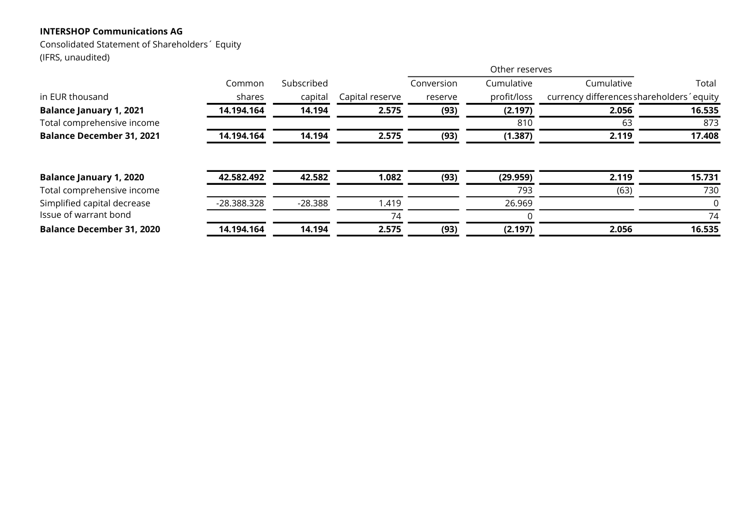**INTERSHOP Communications AG**

Consolidated Statement of Shareholders´ Equity

(IFRS, unaudited)

| | | | | Other reserves | | | |
|---|---|---|---|---|---|---|---|
| in EUR thousand | Common shares | Subscribed capital | Capital reserve | Conversion reserve | Cumulative profit/loss | Cumulative currency differences | Total shareholders´ equity |
| **Balance January 1, 2021** | **14.194.164** | **14.194** | **2.575** | **(93)** | **(2.197)** | **2.056** | **16.535** |
| Total comprehensive income | | | | | 810 | 63 | 873 |
| **Balance December 31, 2021** | **14.194.164** | **14.194** | **2.575** | **(93)** | **(1.387)** | **2.119** | **17.408** |
| | | | | | | | |
| **Balance January 1, 2020** | **42.582.492** | **42.582** | **1.082** | **(93)** | **(29.959)** | **2.119** | **15.731** |
| Total comprehensive income | | | | | 793 | (63) | 730 |
| Simplified capital decrease | -28.388.328 | -28.388 | 1.419 | | 26.969 | | 0 |
| Issue of warrant bond | | | 74 | | 0 | | 74 |
| **Balance December 31, 2020** | **14.194.164** | **14.194** | **2.575** | **(93)** | **(2.197)** | **2.056** | **16.535** |